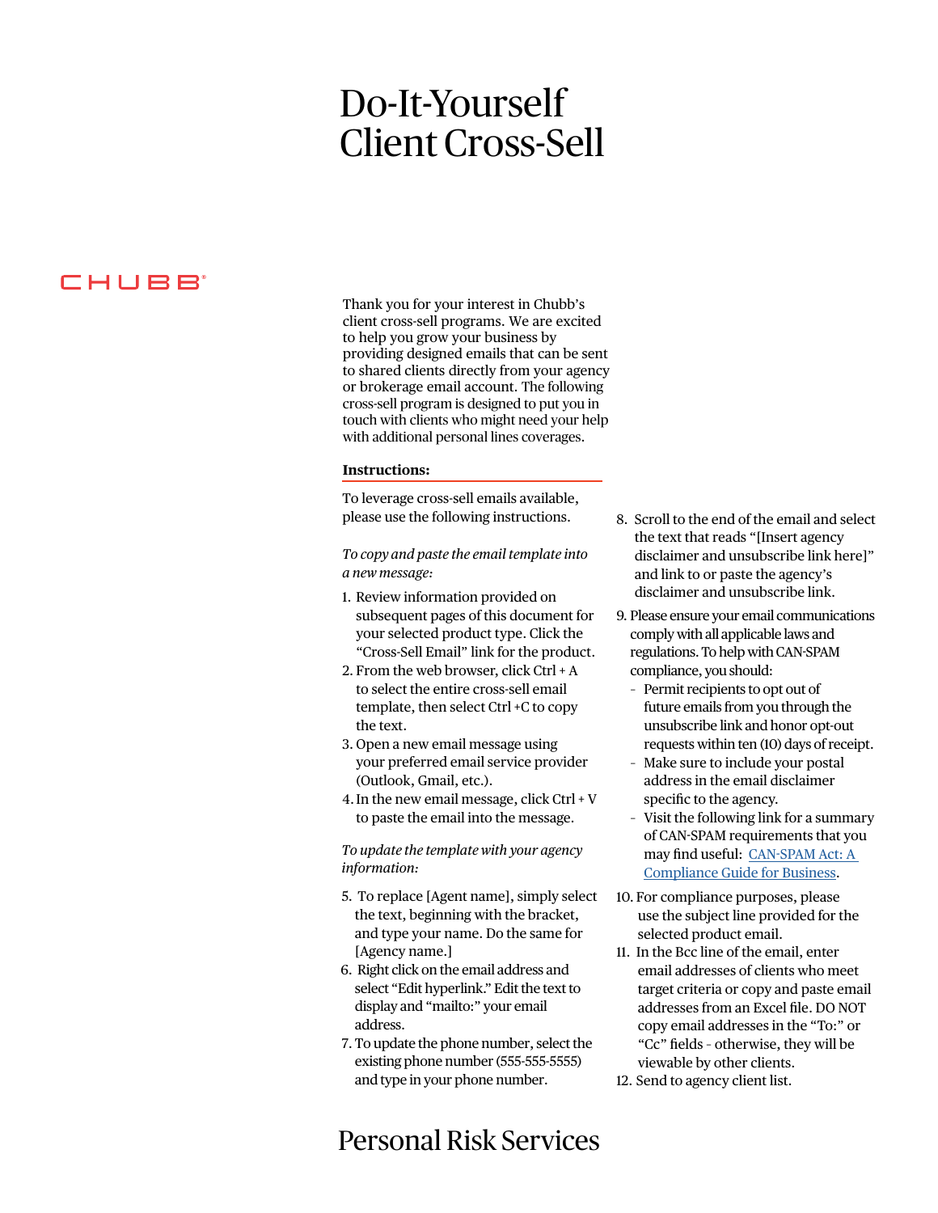# Do-It-Yourself Client Cross-Sell

CHUBB®

Thank you for your interest in Chubb's client cross-sell programs. We are excited to help you grow your business by providing designed emails that can be sent to shared clients directly from your agency or brokerage email account. The following cross-sell program is designed to put you in touch with clients who might need your help with additional personal lines coverages.

**Instructions:**

To leverage cross-sell emails available, please use the following instructions.

*To copy and paste the email template into a new message:*

1. Review information provided on subsequent pages of this document for your selected product type. Click the "Cross-Sell Email" link for the product.
2. From the web browser, click Ctrl + A to select the entire cross-sell email template, then select Ctrl +C to copy the text.
3. Open a new email message using your preferred email service provider (Outlook, Gmail, etc.).
4. In the new email message, click Ctrl + V to paste the email into the message.

*To update the template with your agency information:*

5. To replace [Agent name], simply select the text, beginning with the bracket, and type your name. Do the same for [Agency name.]
6. Right click on the email address and select "Edit hyperlink." Edit the text to display and "mailto:" your email address.
7. To update the phone number, select the existing phone number (555-555-5555) and type in your phone number.
8. Scroll to the end of the email and select the text that reads "[Insert agency disclaimer and unsubscribe link here]" and link to or paste the agency's disclaimer and unsubscribe link.
9. Please ensure your email communications comply with all applicable laws and regulations. To help with CAN-SPAM compliance, you should:
   - Permit recipients to opt out of future emails from you through the unsubscribe link and honor opt-out requests within ten (10) days of receipt.
   - Make sure to include your postal address in the email disclaimer specific to the agency.
   - Visit the following link for a summary of CAN-SPAM requirements that you may find useful: [CAN-SPAM Act: A Compliance Guide for Business]().
10. For compliance purposes, please use the subject line provided for the selected product email.
11. In the Bcc line of the email, enter email addresses of clients who meet target criteria or copy and paste email addresses from an Excel file. DO NOT copy email addresses in the "To:" or "Cc" fields - otherwise, they will be viewable by other clients.
12. Send to agency client list.

Personal Risk Services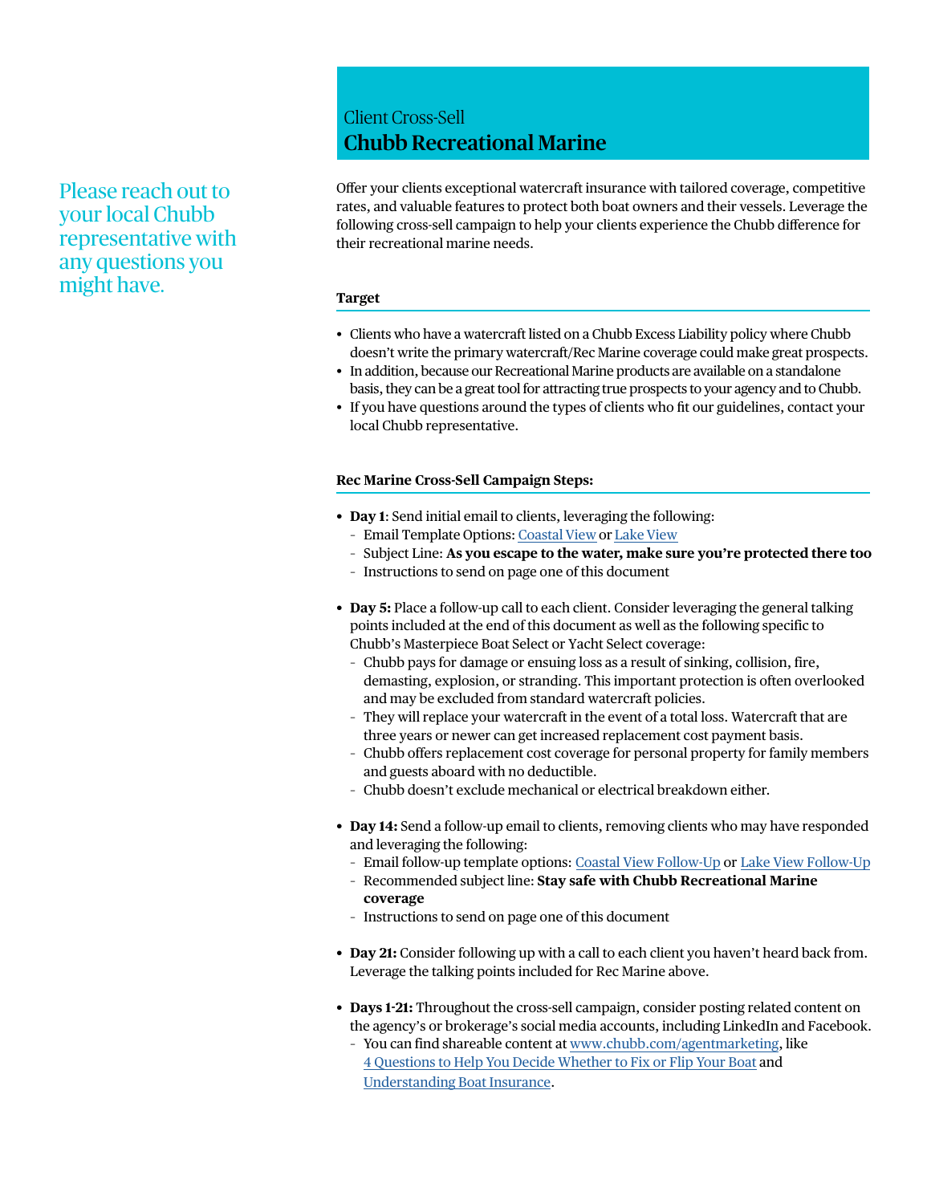Please reach out to your local Chubb representative with any questions you might have.

Client Cross-Sell

# Chubb Recreational Marine

Offer your clients exceptional watercraft insurance with tailored coverage, competitive rates, and valuable features to protect both boat owners and their vessels. Leverage the following cross-sell campaign to help your clients experience the Chubb difference for their recreational marine needs.

**Target**

- Clients who have a watercraft listed on a Chubb Excess Liability policy where Chubb doesn't write the primary watercraft/Rec Marine coverage could make great prospects.
- In addition, because our Recreational Marine products are available on a standalone basis, they can be a great tool for attracting true prospects to your agency and to Chubb.
- If you have questions around the types of clients who fit our guidelines, contact your local Chubb representative.

**Rec Marine Cross-Sell Campaign Steps:**

- **Day 1**: Send initial email to clients, leveraging the following:
  - Email Template Options: Coastal View or Lake View
  - Subject Line: **As you escape to the water, make sure you're protected there too**
  - Instructions to send on page one of this document

- **Day 5:** Place a follow-up call to each client. Consider leveraging the general talking points included at the end of this document as well as the following specific to Chubb's Masterpiece Boat Select or Yacht Select coverage:
  - Chubb pays for damage or ensuing loss as a result of sinking, collision, fire, demasting, explosion, or stranding. This important protection is often overlooked and may be excluded from standard watercraft policies.
  - They will replace your watercraft in the event of a total loss. Watercraft that are three years or newer can get increased replacement cost payment basis.
  - Chubb offers replacement cost coverage for personal property for family members and guests aboard with no deductible.
  - Chubb doesn't exclude mechanical or electrical breakdown either.

- **Day 14:** Send a follow-up email to clients, removing clients who may have responded and leveraging the following:
  - Email follow-up template options: Coastal View Follow-Up or Lake View Follow-Up
  - Recommended subject line: **Stay safe with Chubb Recreational Marine coverage**
  - Instructions to send on page one of this document

- **Day 21:** Consider following up with a call to each client you haven't heard back from. Leverage the talking points included for Rec Marine above.

- **Days 1-21:** Throughout the cross-sell campaign, consider posting related content on the agency's or brokerage's social media accounts, including LinkedIn and Facebook.
  - You can find shareable content at www.chubb.com/agentmarketing, like 4 Questions to Help You Decide Whether to Fix or Flip Your Boat and Understanding Boat Insurance.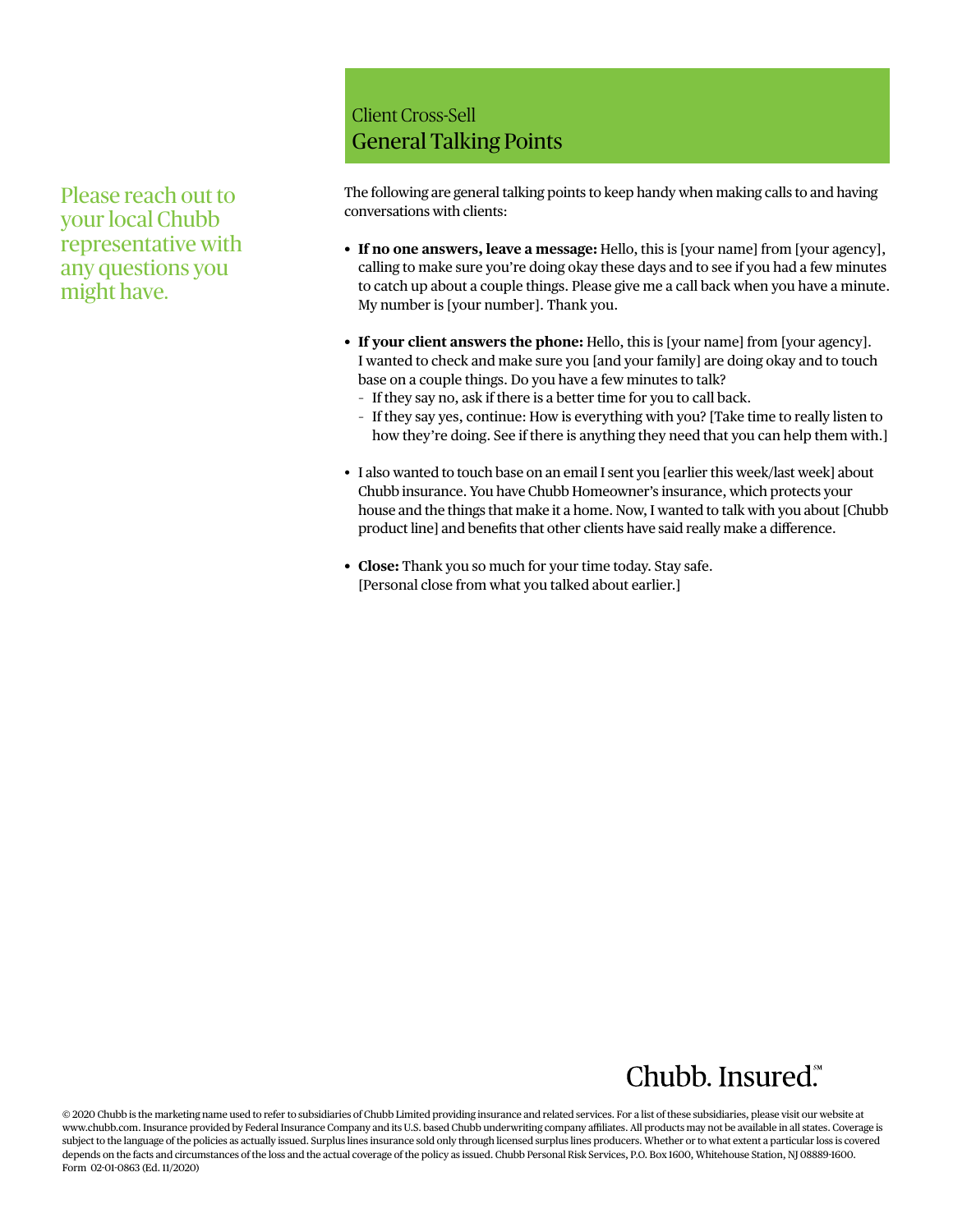Client Cross-Sell

## General Talking Points

Please reach out to your local Chubb representative with any questions you might have.

The following are general talking points to keep handy when making calls to and having conversations with clients:

- **If no one answers, leave a message:** Hello, this is [your name] from [your agency], calling to make sure you're doing okay these days and to see if you had a few minutes to catch up about a couple things. Please give me a call back when you have a minute. My number is [your number]. Thank you.

- **If your client answers the phone:** Hello, this is [your name] from [your agency]. I wanted to check and make sure you [and your family] are doing okay and to touch base on a couple things. Do you have a few minutes to talk?
  - If they say no, ask if there is a better time for you to call back.
  - If they say yes, continue: How is everything with you? [Take time to really listen to how they're doing. See if there is anything they need that you can help them with.]

- I also wanted to touch base on an email I sent you [earlier this week/last week] about Chubb insurance. You have Chubb Homeowner's insurance, which protects your house and the things that make it a home. Now, I wanted to talk with you about [Chubb product line] and benefits that other clients have said really make a difference.

- **Close:** Thank you so much for your time today. Stay safe.
  [Personal close from what you talked about earlier.]

Chubb. Insured.℠

© 2020 Chubb is the marketing name used to refer to subsidiaries of Chubb Limited providing insurance and related services. For a list of these subsidiaries, please visit our website at www.chubb.com. Insurance provided by Federal Insurance Company and its U.S. based Chubb underwriting company affiliates. All products may not be available in all states. Coverage is subject to the language of the policies as actually issued. Surplus lines insurance sold only through licensed surplus lines producers. Whether or to what extent a particular loss is covered depends on the facts and circumstances of the loss and the actual coverage of the policy as issued. Chubb Personal Risk Services, P.O. Box 1600, Whitehouse Station, NJ 08889-1600.
Form 02-01-0863 (Ed. 11/2020)